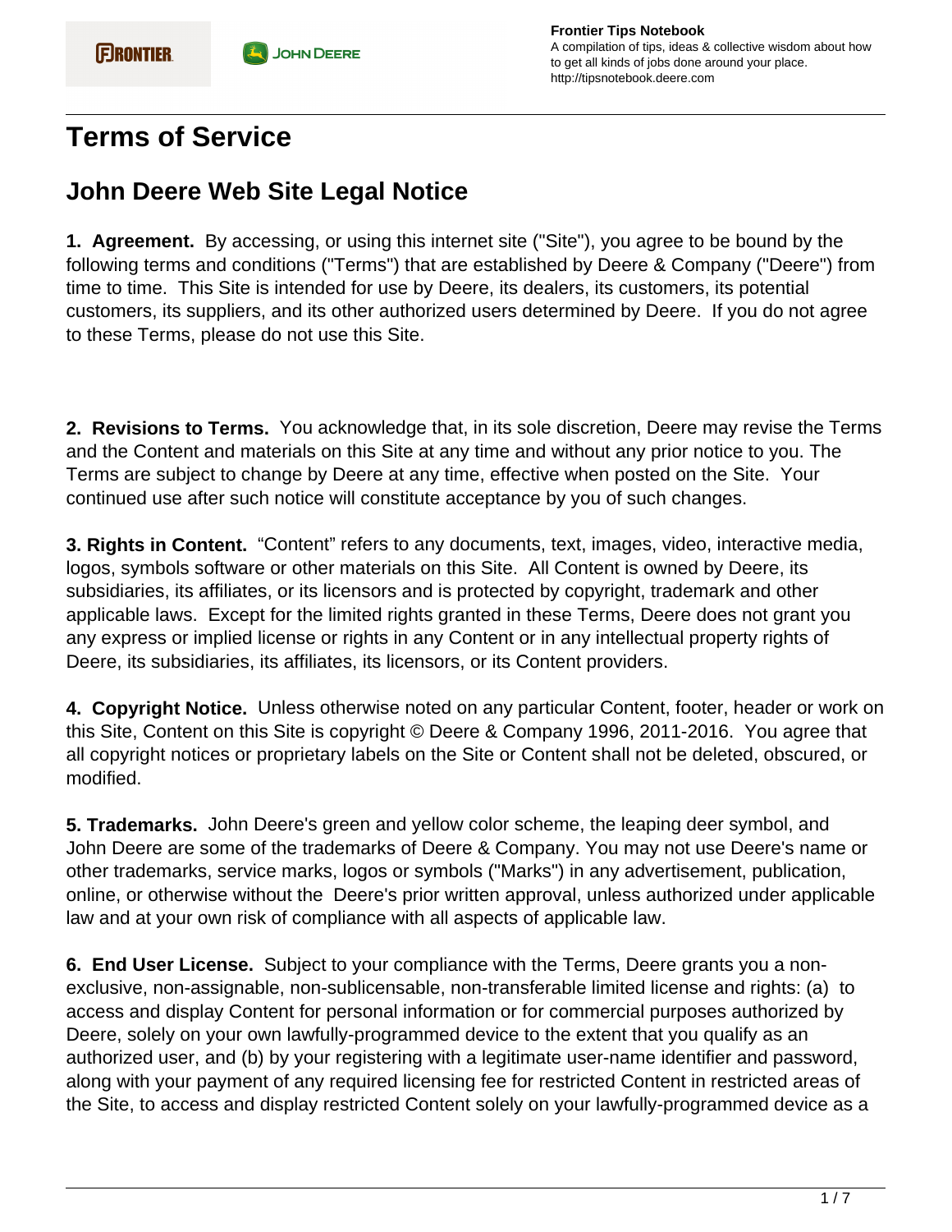# Terms of Service

## John Deere Web Site Legal Notice

**1. Agreement.** By accessing, or using this internet site ("Site"), you agree to be bound by the following terms and conditions ("Terms") that are established by Deere & Company ("Deere") from time to time. This Site is intended for use by Deere, its dealers, its customers, its potential customers, its suppliers, and its other authorized users determined by Deere. If you do not agree to these Terms, please do not use this Site.

**2. Revisions to Terms.** You acknowledge that, in its sole discretion, Deere may revise the Terms and the Content and materials on this Site at any time and without any prior notice to you. The Terms are subject to change by Deere at any time, effective when posted on the Site. Your continued use after such notice will constitute acceptance by you of such changes.

**3. Rights in Content.** "Content" refers to any documents, text, images, video, interactive media, logos, symbols software or other materials on this Site. All Content is owned by Deere, its subsidiaries, its affiliates, or its licensors and is protected by copyright, trademark and other applicable laws. Except for the limited rights granted in these Terms, Deere does not grant you any express or implied license or rights in any Content or in any intellectual property rights of Deere, its subsidiaries, its affiliates, its licensors, or its Content providers.

**4. Copyright Notice.** Unless otherwise noted on any particular Content, footer, header or work on this Site, Content on this Site is copyright © Deere & Company 1996, 2011-2016. You agree that all copyright notices or proprietary labels on the Site or Content shall not be deleted, obscured, or modified.

**5. Trademarks.** John Deere's green and yellow color scheme, the leaping deer symbol, and John Deere are some of the trademarks of Deere & Company. You may not use Deere's name or other trademarks, service marks, logos or symbols ("Marks") in any advertisement, publication, online, or otherwise without the Deere's prior written approval, unless authorized under applicable law and at your own risk of compliance with all aspects of applicable law.

**6. End User License.** Subject to your compliance with the Terms, Deere grants you a non-exclusive, non-assignable, non-sublicensable, non-transferable limited license and rights: (a) to access and display Content for personal information or for commercial purposes authorized by Deere, solely on your own lawfully-programmed device to the extent that you qualify as an authorized user, and (b) by your registering with a legitimate user-name identifier and password, along with your payment of any required licensing fee for restricted Content in restricted areas of the Site, to access and display restricted Content solely on your lawfully-programmed device as a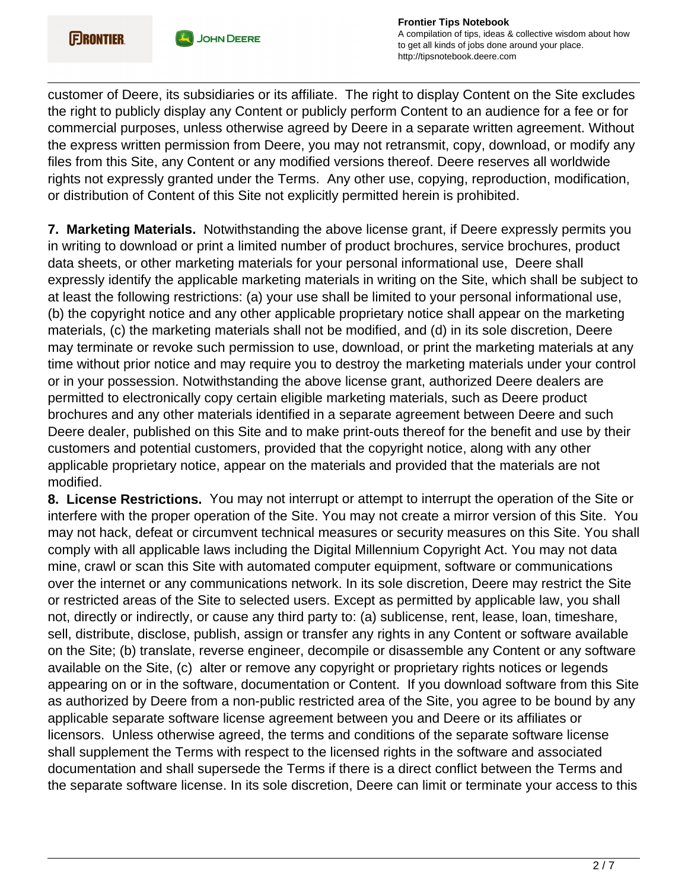customer of Deere, its subsidiaries or its affiliate. The right to display Content on the Site excludes the right to publicly display any Content or publicly perform Content to an audience for a fee or for commercial purposes, unless otherwise agreed by Deere in a separate written agreement. Without the express written permission from Deere, you may not retransmit, copy, download, or modify any files from this Site, any Content or any modified versions thereof. Deere reserves all worldwide rights not expressly granted under the Terms. Any other use, copying, reproduction, modification, or distribution of Content of this Site not explicitly permitted herein is prohibited.

**7. Marketing Materials.** Notwithstanding the above license grant, if Deere expressly permits you in writing to download or print a limited number of product brochures, service brochures, product data sheets, or other marketing materials for your personal informational use, Deere shall expressly identify the applicable marketing materials in writing on the Site, which shall be subject to at least the following restrictions: (a) your use shall be limited to your personal informational use, (b) the copyright notice and any other applicable proprietary notice shall appear on the marketing materials, (c) the marketing materials shall not be modified, and (d) in its sole discretion, Deere may terminate or revoke such permission to use, download, or print the marketing materials at any time without prior notice and may require you to destroy the marketing materials under your control or in your possession. Notwithstanding the above license grant, authorized Deere dealers are permitted to electronically copy certain eligible marketing materials, such as Deere product brochures and any other materials identified in a separate agreement between Deere and such Deere dealer, published on this Site and to make print-outs thereof for the benefit and use by their customers and potential customers, provided that the copyright notice, along with any other applicable proprietary notice, appear on the materials and provided that the materials are not modified.

**8. License Restrictions.** You may not interrupt or attempt to interrupt the operation of the Site or interfere with the proper operation of the Site. You may not create a mirror version of this Site. You may not hack, defeat or circumvent technical measures or security measures on this Site. You shall comply with all applicable laws including the Digital Millennium Copyright Act. You may not data mine, crawl or scan this Site with automated computer equipment, software or communications over the internet or any communications network. In its sole discretion, Deere may restrict the Site or restricted areas of the Site to selected users. Except as permitted by applicable law, you shall not, directly or indirectly, or cause any third party to: (a) sublicense, rent, lease, loan, timeshare, sell, distribute, disclose, publish, assign or transfer any rights in any Content or software available on the Site; (b) translate, reverse engineer, decompile or disassemble any Content or any software available on the Site, (c) alter or remove any copyright or proprietary rights notices or legends appearing on or in the software, documentation or Content. If you download software from this Site as authorized by Deere from a non-public restricted area of the Site, you agree to be bound by any applicable separate software license agreement between you and Deere or its affiliates or licensors. Unless otherwise agreed, the terms and conditions of the separate software license shall supplement the Terms with respect to the licensed rights in the software and associated documentation and shall supersede the Terms if there is a direct conflict between the Terms and the separate software license. In its sole discretion, Deere can limit or terminate your access to this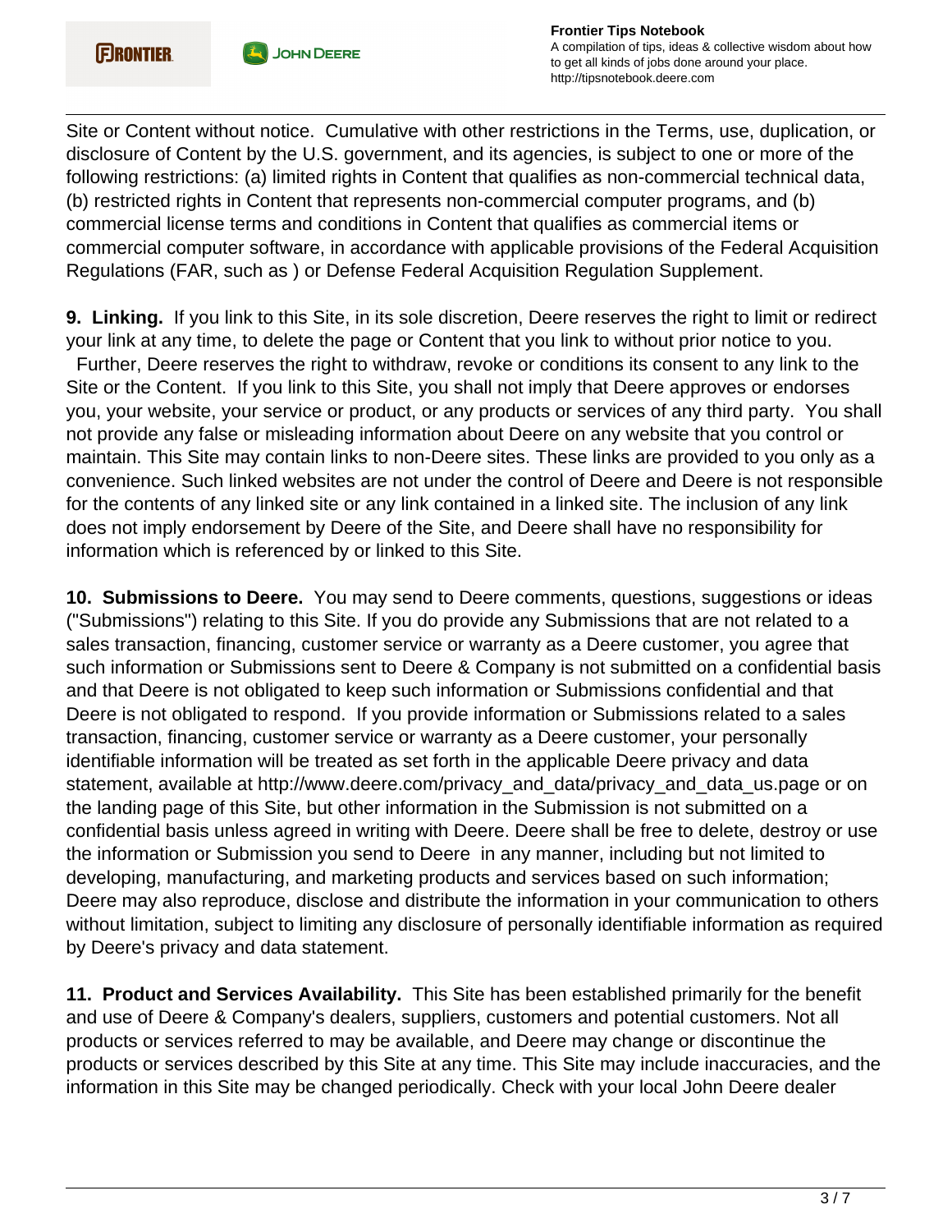Site or Content without notice. Cumulative with other restrictions in the Terms, use, duplication, or disclosure of Content by the U.S. government, and its agencies, is subject to one or more of the following restrictions: (a) limited rights in Content that qualifies as non-commercial technical data, (b) restricted rights in Content that represents non-commercial computer programs, and (b) commercial license terms and conditions in Content that qualifies as commercial items or commercial computer software, in accordance with applicable provisions of the Federal Acquisition Regulations (FAR, such as ) or Defense Federal Acquisition Regulation Supplement.

**9. Linking.** If you link to this Site, in its sole discretion, Deere reserves the right to limit or redirect your link at any time, to delete the page or Content that you link to without prior notice to you. Further, Deere reserves the right to withdraw, revoke or conditions its consent to any link to the Site or the Content. If you link to this Site, you shall not imply that Deere approves or endorses you, your website, your service or product, or any products or services of any third party. You shall not provide any false or misleading information about Deere on any website that you control or maintain. This Site may contain links to non-Deere sites. These links are provided to you only as a convenience. Such linked websites are not under the control of Deere and Deere is not responsible for the contents of any linked site or any link contained in a linked site. The inclusion of any link does not imply endorsement by Deere of the Site, and Deere shall have no responsibility for information which is referenced by or linked to this Site.

**10. Submissions to Deere.** You may send to Deere comments, questions, suggestions or ideas ("Submissions") relating to this Site. If you do provide any Submissions that are not related to a sales transaction, financing, customer service or warranty as a Deere customer, you agree that such information or Submissions sent to Deere & Company is not submitted on a confidential basis and that Deere is not obligated to keep such information or Submissions confidential and that Deere is not obligated to respond. If you provide information or Submissions related to a sales transaction, financing, customer service or warranty as a Deere customer, your personally identifiable information will be treated as set forth in the applicable Deere privacy and data statement, available at http://www.deere.com/privacy_and_data/privacy_and_data_us.page or on the landing page of this Site, but other information in the Submission is not submitted on a confidential basis unless agreed in writing with Deere. Deere shall be free to delete, destroy or use the information or Submission you send to Deere in any manner, including but not limited to developing, manufacturing, and marketing products and services based on such information; Deere may also reproduce, disclose and distribute the information in your communication to others without limitation, subject to limiting any disclosure of personally identifiable information as required by Deere's privacy and data statement.

**11. Product and Services Availability.** This Site has been established primarily for the benefit and use of Deere & Company's dealers, suppliers, customers and potential customers. Not all products or services referred to may be available, and Deere may change or discontinue the products or services described by this Site at any time. This Site may include inaccuracies, and the information in this Site may be changed periodically. Check with your local John Deere dealer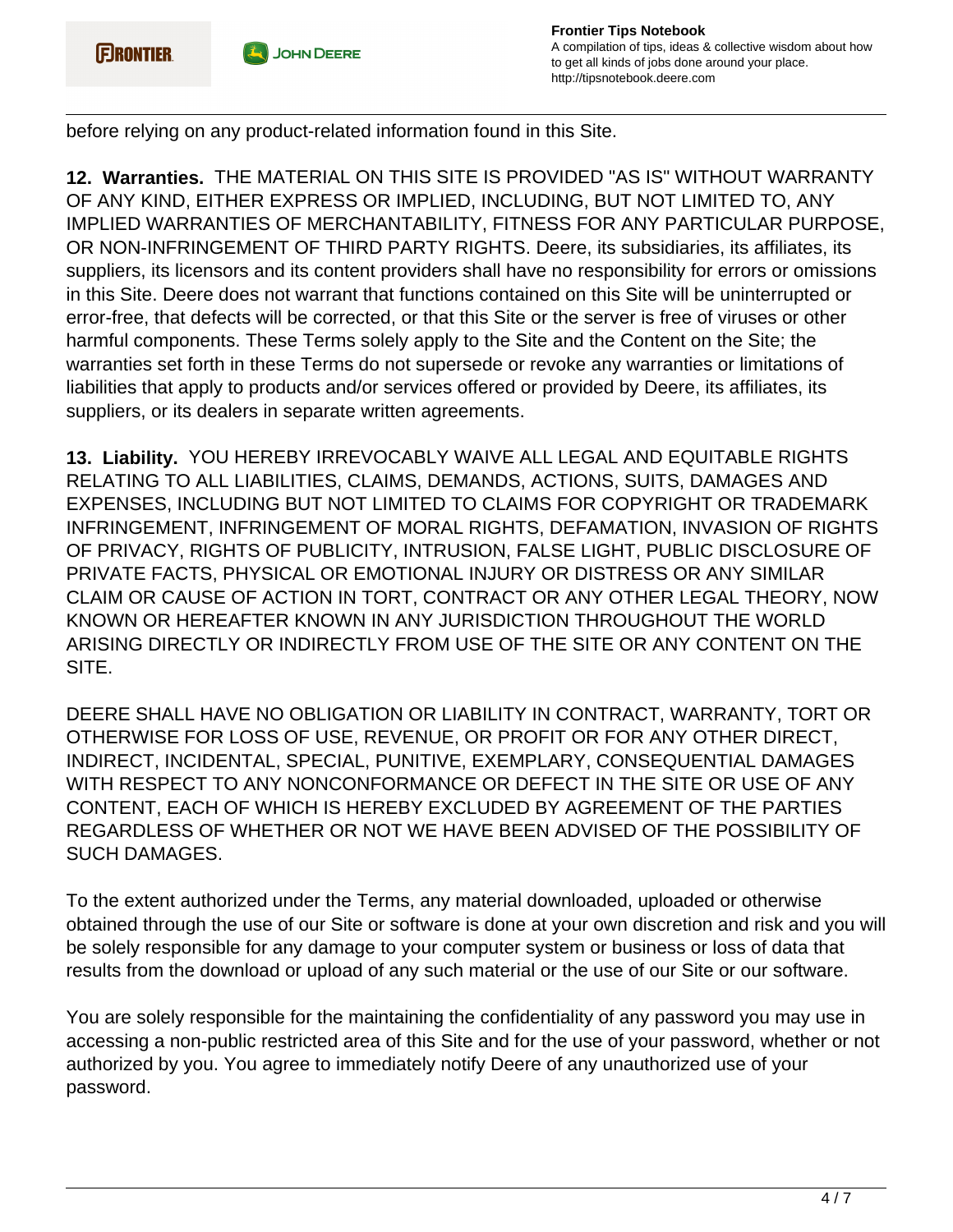before relying on any product-related information found in this Site.

**12. Warranties.** THE MATERIAL ON THIS SITE IS PROVIDED "AS IS" WITHOUT WARRANTY OF ANY KIND, EITHER EXPRESS OR IMPLIED, INCLUDING, BUT NOT LIMITED TO, ANY IMPLIED WARRANTIES OF MERCHANTABILITY, FITNESS FOR ANY PARTICULAR PURPOSE, OR NON-INFRINGEMENT OF THIRD PARTY RIGHTS. Deere, its subsidiaries, its affiliates, its suppliers, its licensors and its content providers shall have no responsibility for errors or omissions in this Site. Deere does not warrant that functions contained on this Site will be uninterrupted or error-free, that defects will be corrected, or that this Site or the server is free of viruses or other harmful components. These Terms solely apply to the Site and the Content on the Site; the warranties set forth in these Terms do not supersede or revoke any warranties or limitations of liabilities that apply to products and/or services offered or provided by Deere, its affiliates, its suppliers, or its dealers in separate written agreements.

**13. Liability.** YOU HEREBY IRREVOCABLY WAIVE ALL LEGAL AND EQUITABLE RIGHTS RELATING TO ALL LIABILITIES, CLAIMS, DEMANDS, ACTIONS, SUITS, DAMAGES AND EXPENSES, INCLUDING BUT NOT LIMITED TO CLAIMS FOR COPYRIGHT OR TRADEMARK INFRINGEMENT, INFRINGEMENT OF MORAL RIGHTS, DEFAMATION, INVASION OF RIGHTS OF PRIVACY, RIGHTS OF PUBLICITY, INTRUSION, FALSE LIGHT, PUBLIC DISCLOSURE OF PRIVATE FACTS, PHYSICAL OR EMOTIONAL INJURY OR DISTRESS OR ANY SIMILAR CLAIM OR CAUSE OF ACTION IN TORT, CONTRACT OR ANY OTHER LEGAL THEORY, NOW KNOWN OR HEREAFTER KNOWN IN ANY JURISDICTION THROUGHOUT THE WORLD ARISING DIRECTLY OR INDIRECTLY FROM USE OF THE SITE OR ANY CONTENT ON THE SITE.

DEERE SHALL HAVE NO OBLIGATION OR LIABILITY IN CONTRACT, WARRANTY, TORT OR OTHERWISE FOR LOSS OF USE, REVENUE, OR PROFIT OR FOR ANY OTHER DIRECT, INDIRECT, INCIDENTAL, SPECIAL, PUNITIVE, EXEMPLARY, CONSEQUENTIAL DAMAGES WITH RESPECT TO ANY NONCONFORMANCE OR DEFECT IN THE SITE OR USE OF ANY CONTENT, EACH OF WHICH IS HEREBY EXCLUDED BY AGREEMENT OF THE PARTIES REGARDLESS OF WHETHER OR NOT WE HAVE BEEN ADVISED OF THE POSSIBILITY OF SUCH DAMAGES.

To the extent authorized under the Terms, any material downloaded, uploaded or otherwise obtained through the use of our Site or software is done at your own discretion and risk and you will be solely responsible for any damage to your computer system or business or loss of data that results from the download or upload of any such material or the use of our Site or our software.

You are solely responsible for the maintaining the confidentiality of any password you may use in accessing a non-public restricted area of this Site and for the use of your password, whether or not authorized by you. You agree to immediately notify Deere of any unauthorized use of your password.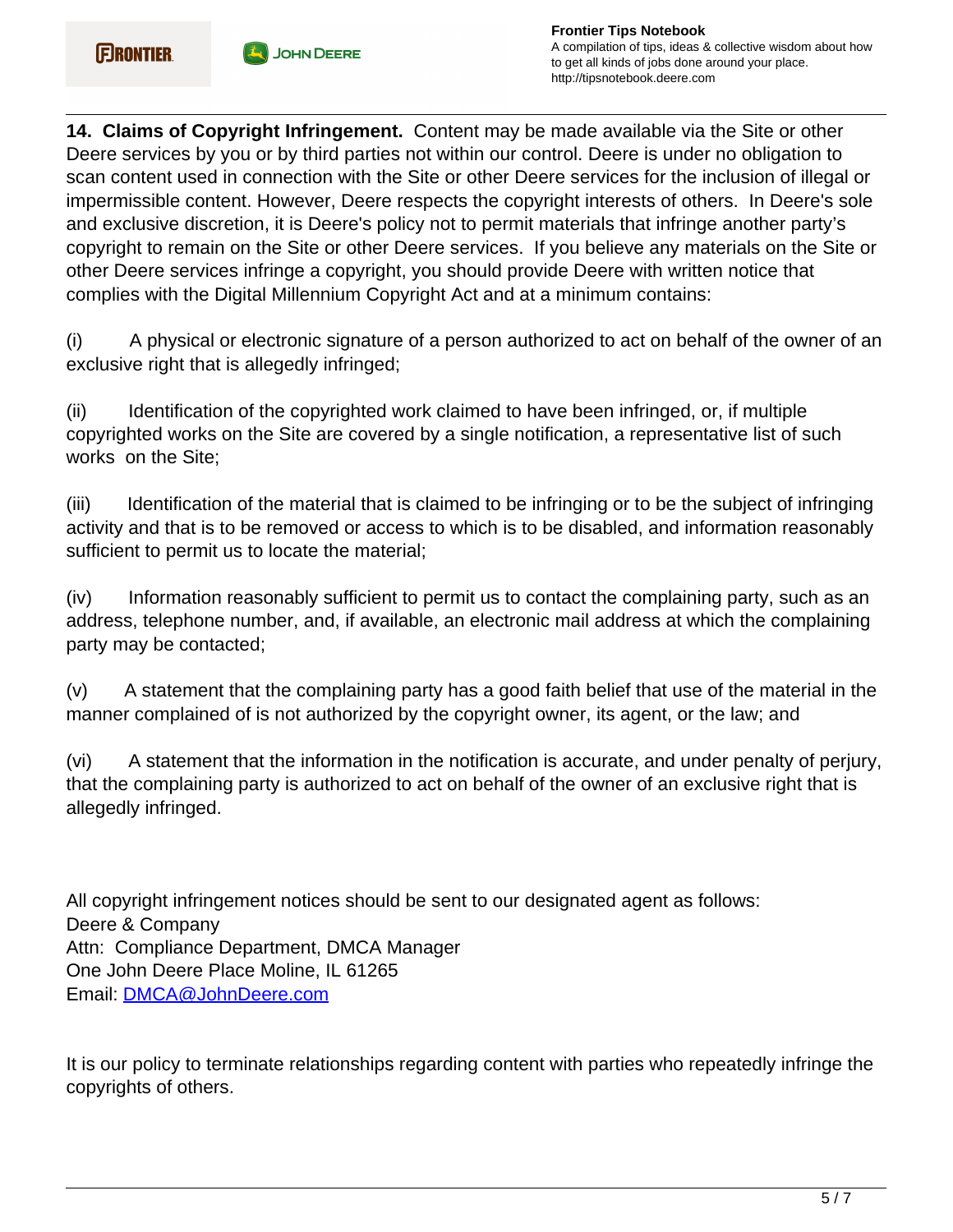**14. Claims of Copyright Infringement.** Content may be made available via the Site or other Deere services by you or by third parties not within our control. Deere is under no obligation to scan content used in connection with the Site or other Deere services for the inclusion of illegal or impermissible content. However, Deere respects the copyright interests of others. In Deere's sole and exclusive discretion, it is Deere's policy not to permit materials that infringe another party's copyright to remain on the Site or other Deere services. If you believe any materials on the Site or other Deere services infringe a copyright, you should provide Deere with written notice that complies with the Digital Millennium Copyright Act and at a minimum contains:

(i) A physical or electronic signature of a person authorized to act on behalf of the owner of an exclusive right that is allegedly infringed;

(ii) Identification of the copyrighted work claimed to have been infringed, or, if multiple copyrighted works on the Site are covered by a single notification, a representative list of such works on the Site;

(iii) Identification of the material that is claimed to be infringing or to be the subject of infringing activity and that is to be removed or access to which is to be disabled, and information reasonably sufficient to permit us to locate the material;

(iv) Information reasonably sufficient to permit us to contact the complaining party, such as an address, telephone number, and, if available, an electronic mail address at which the complaining party may be contacted;

(v) A statement that the complaining party has a good faith belief that use of the material in the manner complained of is not authorized by the copyright owner, its agent, or the law; and

(vi) A statement that the information in the notification is accurate, and under penalty of perjury, that the complaining party is authorized to act on behalf of the owner of an exclusive right that is allegedly infringed.

All copyright infringement notices should be sent to our designated agent as follows:
Deere & Company
Attn: Compliance Department, DMCA Manager
One John Deere Place Moline, IL 61265
Email: DMCA@JohnDeere.com

It is our policy to terminate relationships regarding content with parties who repeatedly infringe the copyrights of others.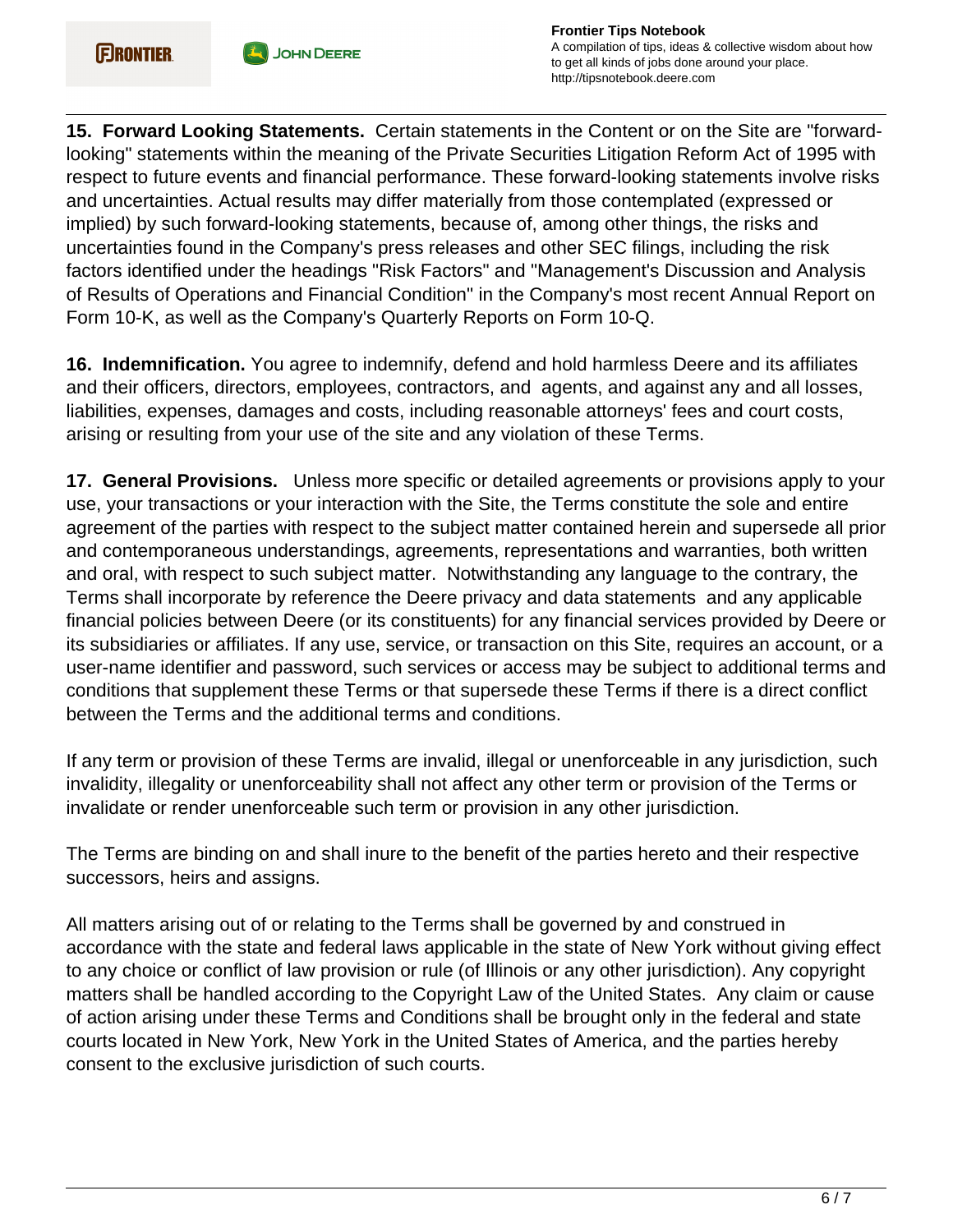**15. Forward Looking Statements.** Certain statements in the Content or on the Site are "forward-looking" statements within the meaning of the Private Securities Litigation Reform Act of 1995 with respect to future events and financial performance. These forward-looking statements involve risks and uncertainties. Actual results may differ materially from those contemplated (expressed or implied) by such forward-looking statements, because of, among other things, the risks and uncertainties found in the Company's press releases and other SEC filings, including the risk factors identified under the headings "Risk Factors" and "Management's Discussion and Analysis of Results of Operations and Financial Condition" in the Company's most recent Annual Report on Form 10-K, as well as the Company's Quarterly Reports on Form 10-Q.

**16. Indemnification.** You agree to indemnify, defend and hold harmless Deere and its affiliates and their officers, directors, employees, contractors, and agents, and against any and all losses, liabilities, expenses, damages and costs, including reasonable attorneys' fees and court costs, arising or resulting from your use of the site and any violation of these Terms.

**17. General Provisions.** Unless more specific or detailed agreements or provisions apply to your use, your transactions or your interaction with the Site, the Terms constitute the sole and entire agreement of the parties with respect to the subject matter contained herein and supersede all prior and contemporaneous understandings, agreements, representations and warranties, both written and oral, with respect to such subject matter. Notwithstanding any language to the contrary, the Terms shall incorporate by reference the Deere privacy and data statements and any applicable financial policies between Deere (or its constituents) for any financial services provided by Deere or its subsidiaries or affiliates. If any use, service, or transaction on this Site, requires an account, or a user-name identifier and password, such services or access may be subject to additional terms and conditions that supplement these Terms or that supersede these Terms if there is a direct conflict between the Terms and the additional terms and conditions.

If any term or provision of these Terms are invalid, illegal or unenforceable in any jurisdiction, such invalidity, illegality or unenforceability shall not affect any other term or provision of the Terms or invalidate or render unenforceable such term or provision in any other jurisdiction.

The Terms are binding on and shall inure to the benefit of the parties hereto and their respective successors, heirs and assigns.

All matters arising out of or relating to the Terms shall be governed by and construed in accordance with the state and federal laws applicable in the state of New York without giving effect to any choice or conflict of law provision or rule (of Illinois or any other jurisdiction). Any copyright matters shall be handled according to the Copyright Law of the United States. Any claim or cause of action arising under these Terms and Conditions shall be brought only in the federal and state courts located in New York, New York in the United States of America, and the parties hereby consent to the exclusive jurisdiction of such courts.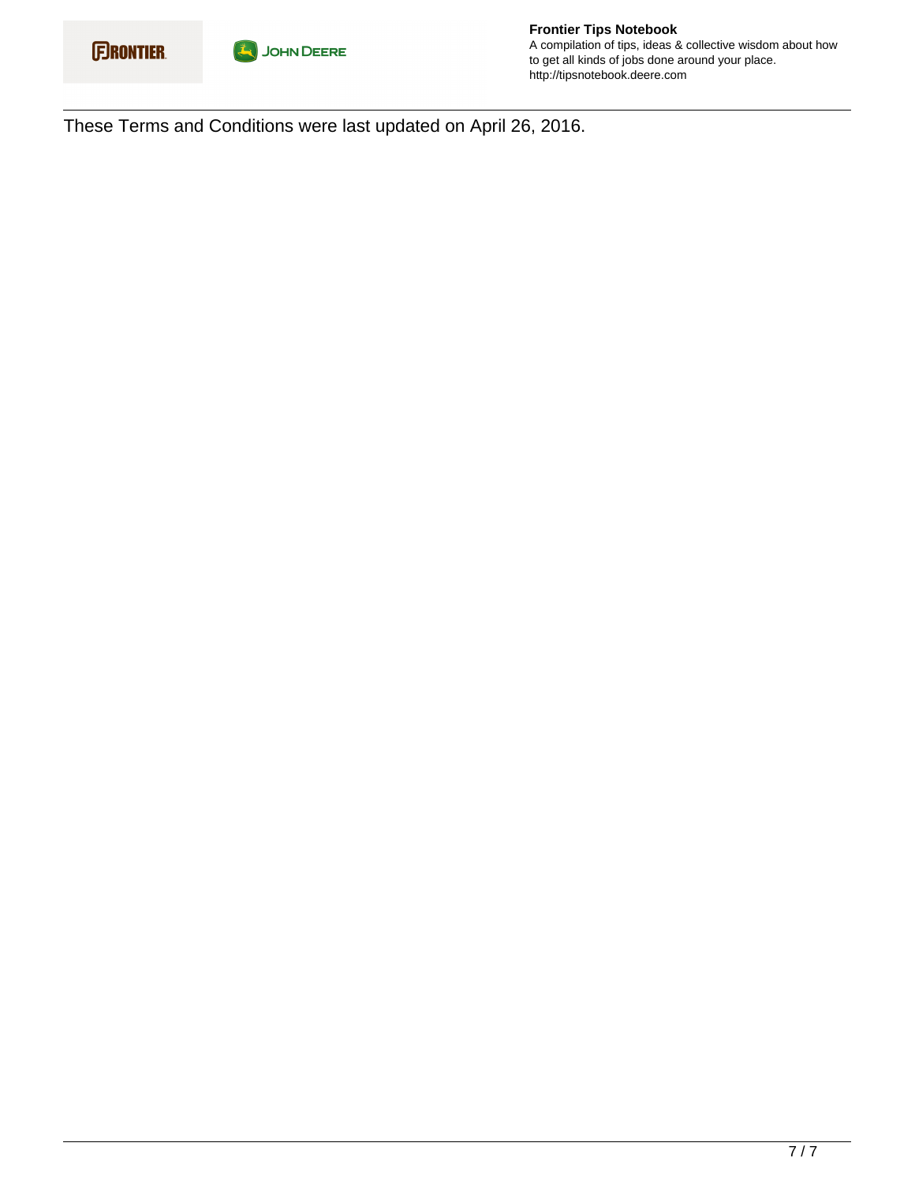These Terms and Conditions were last updated on April 26, 2016.